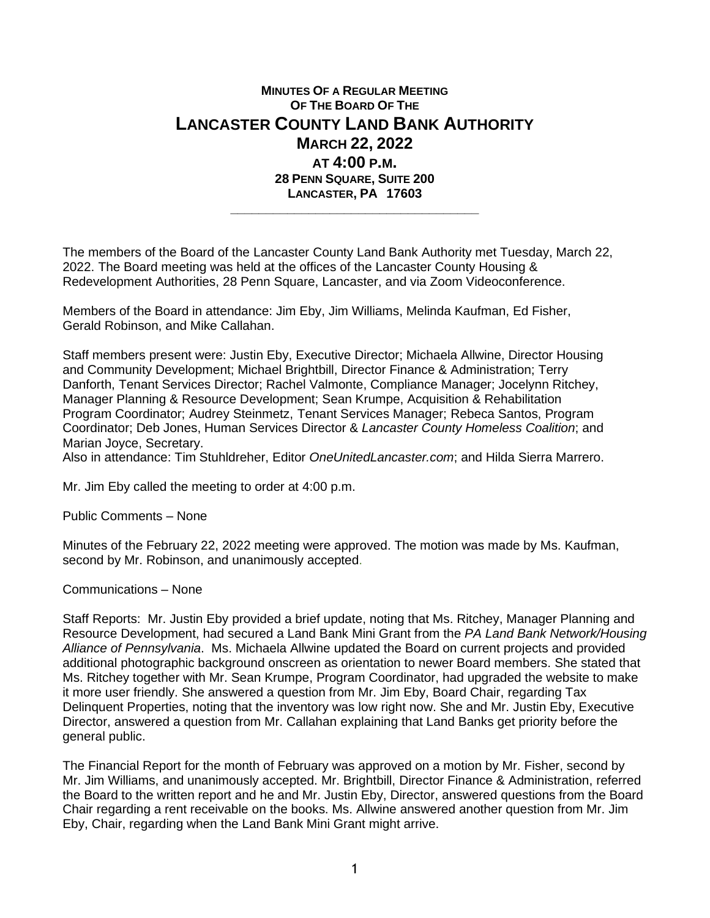# Minutes Of a Regular Meeting Of The Board Of The
# Lancaster County Land Bank Authority
## March 22, 2022
### at 4:00 p.m.
**28 Penn Square, Suite 200**
**Lancaster, PA 17603**

---

The members of the Board of the Lancaster County Land Bank Authority met Tuesday, March 22, 2022. The Board meeting was held at the offices of the Lancaster County Housing & Redevelopment Authorities, 28 Penn Square, Lancaster, and via Zoom Videoconference.

Members of the Board in attendance: Jim Eby, Jim Williams, Melinda Kaufman, Ed Fisher, Gerald Robinson, and Mike Callahan.

Staff members present were: Justin Eby, Executive Director; Michaela Allwine, Director Housing and Community Development; Michael Brightbill, Director Finance & Administration; Terry Danforth, Tenant Services Director; Rachel Valmonte, Compliance Manager; Jocelynn Ritchey, Manager Planning & Resource Development; Sean Krumpe, Acquisition & Rehabilitation Program Coordinator; Audrey Steinmetz, Tenant Services Manager; Rebeca Santos, Program Coordinator; Deb Jones, Human Services Director & *Lancaster County Homeless Coalition*; and Marian Joyce, Secretary.
Also in attendance: Tim Stuhldreher, Editor *OneUnitedLancaster.com*; and Hilda Sierra Marrero.

Mr. Jim Eby called the meeting to order at 4:00 p.m.

Public Comments – None

Minutes of the February 22, 2022 meeting were approved. The motion was made by Ms. Kaufman, second by Mr. Robinson, and unanimously accepted.

Communications – None

Staff Reports: Mr. Justin Eby provided a brief update, noting that Ms. Ritchey, Manager Planning and Resource Development, had secured a Land Bank Mini Grant from the *PA Land Bank Network/Housing Alliance of Pennsylvania*. Ms. Michaela Allwine updated the Board on current projects and provided additional photographic background onscreen as orientation to newer Board members. She stated that Ms. Ritchey together with Mr. Sean Krumpe, Program Coordinator, had upgraded the website to make it more user friendly. She answered a question from Mr. Jim Eby, Board Chair, regarding Tax Delinquent Properties, noting that the inventory was low right now. She and Mr. Justin Eby, Executive Director, answered a question from Mr. Callahan explaining that Land Banks get priority before the general public.

The Financial Report for the month of February was approved on a motion by Mr. Fisher, second by Mr. Jim Williams, and unanimously accepted. Mr. Brightbill, Director Finance & Administration, referred the Board to the written report and he and Mr. Justin Eby, Director, answered questions from the Board Chair regarding a rent receivable on the books. Ms. Allwine answered another question from Mr. Jim Eby, Chair, regarding when the Land Bank Mini Grant might arrive.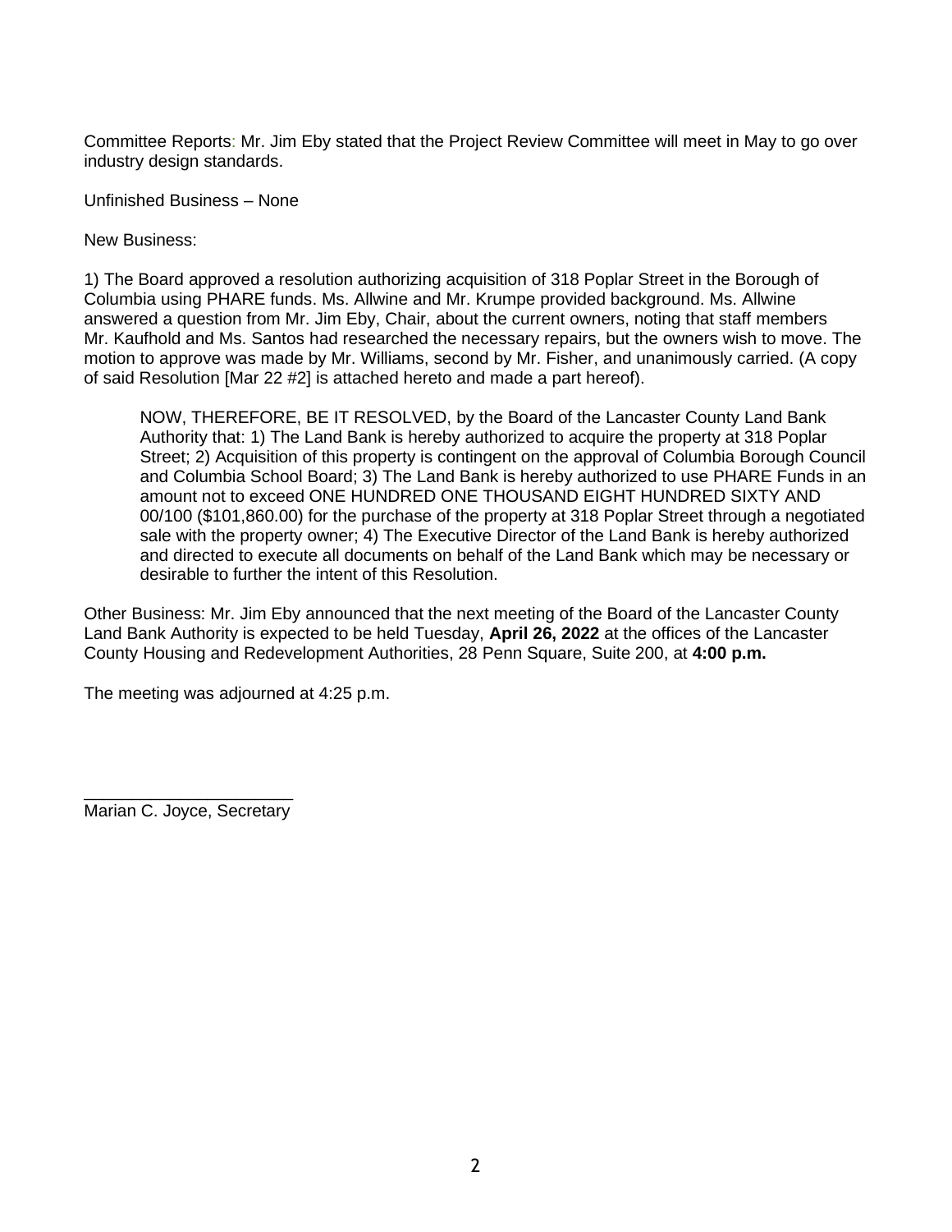Committee Reports: Mr. Jim Eby stated that the Project Review Committee will meet in May to go over industry design standards.

Unfinished Business – None

New Business:

1) The Board approved a resolution authorizing acquisition of 318 Poplar Street in the Borough of Columbia using PHARE funds. Ms. Allwine and Mr. Krumpe provided background. Ms. Allwine answered a question from Mr. Jim Eby, Chair, about the current owners, noting that staff members Mr. Kaufhold and Ms. Santos had researched the necessary repairs, but the owners wish to move. The motion to approve was made by Mr. Williams, second by Mr. Fisher, and unanimously carried. (A copy of said Resolution [Mar 22 #2] is attached hereto and made a part hereof).

> NOW, THEREFORE, BE IT RESOLVED, by the Board of the Lancaster County Land Bank Authority that: 1) The Land Bank is hereby authorized to acquire the property at 318 Poplar Street; 2) Acquisition of this property is contingent on the approval of Columbia Borough Council and Columbia School Board; 3) The Land Bank is hereby authorized to use PHARE Funds in an amount not to exceed ONE HUNDRED ONE THOUSAND EIGHT HUNDRED SIXTY AND 00/100 ($101,860.00) for the purchase of the property at 318 Poplar Street through a negotiated sale with the property owner; 4) The Executive Director of the Land Bank is hereby authorized and directed to execute all documents on behalf of the Land Bank which may be necessary or desirable to further the intent of this Resolution.

Other Business: Mr. Jim Eby announced that the next meeting of the Board of the Lancaster County Land Bank Authority is expected to be held Tuesday, **April 26, 2022** at the offices of the Lancaster County Housing and Redevelopment Authorities, 28 Penn Square, Suite 200, at **4:00 p.m.**

The meeting was adjourned at 4:25 p.m.

\_\_\_\_\_\_\_\_\_\_\_\_\_\_\_\_\_\_\_\_\_\_

Marian C. Joyce, Secretary